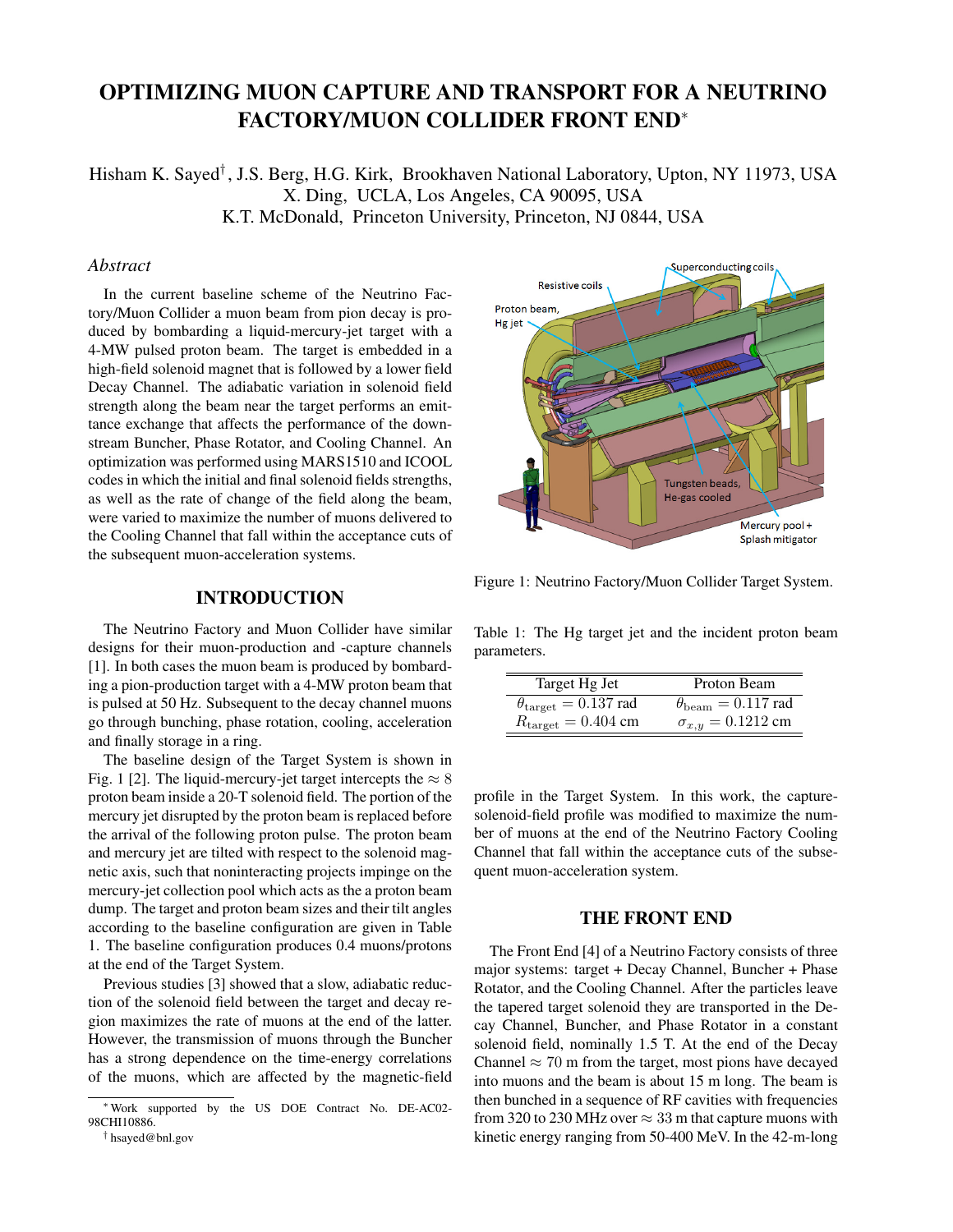# OPTIMIZING MUON CAPTURE AND TRANSPORT FOR A NEUTRINO FACTORY/MUON COLLIDER FRONT END*

Hisham K. Sayed†, J.S. Berg, H.G. Kirk, Brookhaven National Laboratory, Upton, NY 11973, USA
X. Ding, UCLA, Los Angeles, CA 90095, USA
K.T. McDonald, Princeton University, Princeton, NJ 0844, USA

## *Abstract*

In the current baseline scheme of the Neutrino Factory/Muon Collider a muon beam from pion decay is produced by bombarding a liquid-mercury-jet target with a 4-MW pulsed proton beam. The target is embedded in a high-field solenoid magnet that is followed by a lower field Decay Channel. The adiabatic variation in solenoid field strength along the beam near the target performs an emittance exchange that affects the performance of the downstream Buncher, Phase Rotator, and Cooling Channel. An optimization was performed using MARS1510 and ICOOL codes in which the initial and final solenoid fields strengths, as well as the rate of change of the field along the beam, were varied to maximize the number of muons delivered to the Cooling Channel that fall within the acceptance cuts of the subsequent muon-acceleration systems.

## INTRODUCTION

The Neutrino Factory and Muon Collider have similar designs for their muon-production and -capture channels [1]. In both cases the muon beam is produced by bombarding a pion-production target with a 4-MW proton beam that is pulsed at 50 Hz. Subsequent to the decay channel muons go through bunching, phase rotation, cooling, acceleration and finally storage in a ring.

The baseline design of the Target System is shown in Fig. 1 [2]. The liquid-mercury-jet target intercepts the $\approx 8$ proton beam inside a 20-T solenoid field. The portion of the mercury jet disrupted by the proton beam is replaced before the arrival of the following proton pulse. The proton beam and mercury jet are tilted with respect to the solenoid magnetic axis, such that noninteracting projects impinge on the mercury-jet collection pool which acts as the a proton beam dump. The target and proton beam sizes and their tilt angles according to the baseline configuration are given in Table 1. The baseline configuration produces 0.4 muons/protons at the end of the Target System.

Previous studies [3] showed that a slow, adiabatic reduction of the solenoid field between the target and decay region maximizes the rate of muons at the end of the latter. However, the transmission of muons through the Buncher has a strong dependence on the time-energy correlations of the muons, which are affected by the magnetic-field profile in the Target System. In this work, the capture-solenoid-field profile was modified to maximize the number of muons at the end of the Neutrino Factory Cooling Channel that fall within the acceptance cuts of the subsequent muon-acceleration system.

Figure 1: Neutrino Factory/Muon Collider Target System.

Table 1: The Hg target jet and the incident proton beam parameters.

| Target Hg Jet | Proton Beam |
|---|---|
| $\theta_{\text{target}} = 0.137$ rad | $\theta_{\text{beam}} = 0.117$ rad |
| $R_{\text{target}} = 0.404$ cm | $\sigma_{x,y} = 0.1212$ cm |

## THE FRONT END

The Front End [4] of a Neutrino Factory consists of three major systems: target + Decay Channel, Buncher + Phase Rotator, and the Cooling Channel. After the particles leave the tapered target solenoid they are transported in the Decay Channel, Buncher, and Phase Rotator in a constant solenoid field, nominally 1.5 T. At the end of the Decay Channel $\approx 70$ m from the target, most pions have decayed into muons and the beam is about 15 m long. The beam is then bunched in a sequence of RF cavities with frequencies from 320 to 230 MHz over $\approx 33$ m that capture muons with kinetic energy ranging from 50-400 MeV. In the 42-m-long

* Work supported by the US DOE Contract No. DE-AC02-98CHI10886.

† hsayed@bnl.gov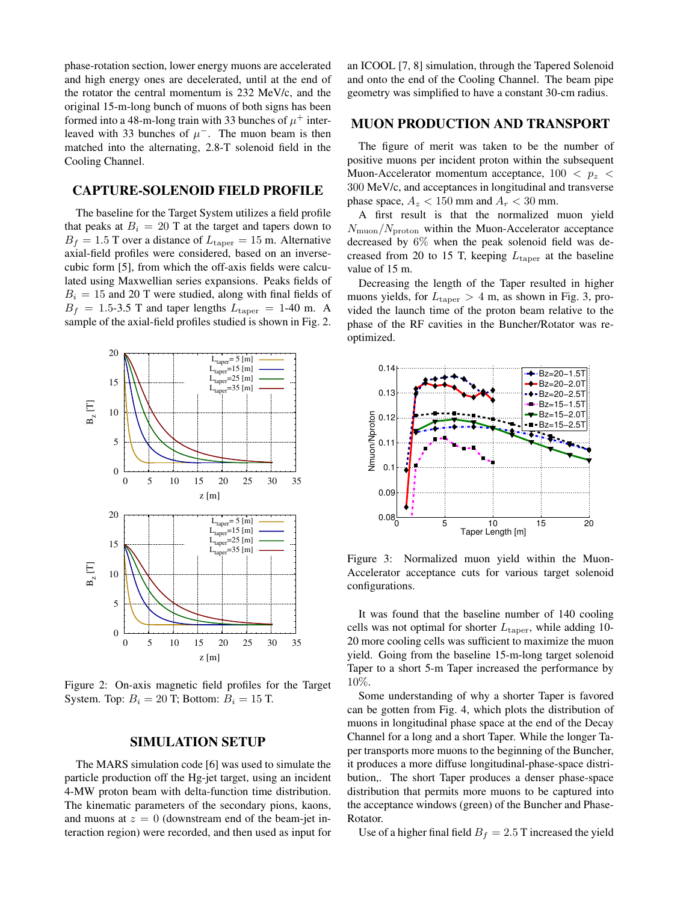phase-rotation section, lower energy muons are accelerated and high energy ones are decelerated, until at the end of the rotator the central momentum is 232 MeV/c, and the original 15-m-long bunch of muons of both signs has been formed into a 48-m-long train with 33 bunches of $\mu^+$ interleaved with 33 bunches of $\mu^-$. The muon beam is then matched into the alternating, 2.8-T solenoid field in the Cooling Channel.

## CAPTURE-SOLENOID FIELD PROFILE

The baseline for the Target System utilizes a field profile that peaks at $B_i = 20$ T at the target and tapers down to $B_f = 1.5$ T over a distance of $L_{\rm taper} = 15$ m. Alternative axial-field profiles were considered, based on an inverse-cubic form [5], from which the off-axis fields were calculated using Maxwellian series expansions. Peaks fields of $B_i = 15$ and 20 T were studied, along with final fields of $B_f = 1.5$-3.5 T and taper lengths $L_{\rm taper} = 1$-40 m. A sample of the axial-field profiles studied is shown in Fig. 2.

Figure 2: On-axis magnetic field profiles for the Target System. Top: $B_i = 20$ T; Bottom: $B_i = 15$ T.

## SIMULATION SETUP

The MARS simulation code [6] was used to simulate the particle production off the Hg-jet target, using an incident 4-MW proton beam with delta-function time distribution. The kinematic parameters of the secondary pions, kaons, and muons at $z = 0$ (downstream end of the beam-jet interaction region) were recorded, and then used as input for an ICOOL [7, 8] simulation, through the Tapered Solenoid and onto the end of the Cooling Channel. The beam pipe geometry was simplified to have a constant 30-cm radius.

## MUON PRODUCTION AND TRANSPORT

The figure of merit was taken to be the number of positive muons per incident proton within the subsequent Muon-Accelerator momentum acceptance, $100 < p_z < 300$ MeV/c, and acceptances in longitudinal and transverse phase space, $A_z < 150$ mm and $A_r < 30$ mm.

A first result is that the normalized muon yield $N_{\rm muon}/N_{\rm proton}$ within the Muon-Accelerator acceptance decreased by 6% when the peak solenoid field was decreased from 20 to 15 T, keeping $L_{\rm taper}$ at the baseline value of 15 m.

Decreasing the length of the Taper resulted in higher muons yields, for $L_{\rm taper} > 4$ m, as shown in Fig. 3, provided the launch time of the proton beam relative to the phase of the RF cavities in the Buncher/Rotator was re-optimized.

Figure 3: Normalized muon yield within the Muon-Accelerator acceptance cuts for various target solenoid configurations.

It was found that the baseline number of 140 cooling cells was not optimal for shorter $L_{\rm taper}$, while adding 10-20 more cooling cells was sufficient to maximize the muon yield. Going from the baseline 15-m-long target solenoid Taper to a short 5-m Taper increased the performance by 10%.

Some understanding of why a shorter Taper is favored can be gotten from Fig. 4, which plots the distribution of muons in longitudinal phase space at the end of the Decay Channel for a long and a short Taper. While the longer Taper transports more muons to the beginning of the Buncher, it produces a more diffuse longitudinal-phase-space distribution,. The short Taper produces a denser phase-space distribution that permits more muons to be captured into the acceptance windows (green) of the Buncher and Phase-Rotator.

Use of a higher final field $B_f = 2.5$ T increased the yield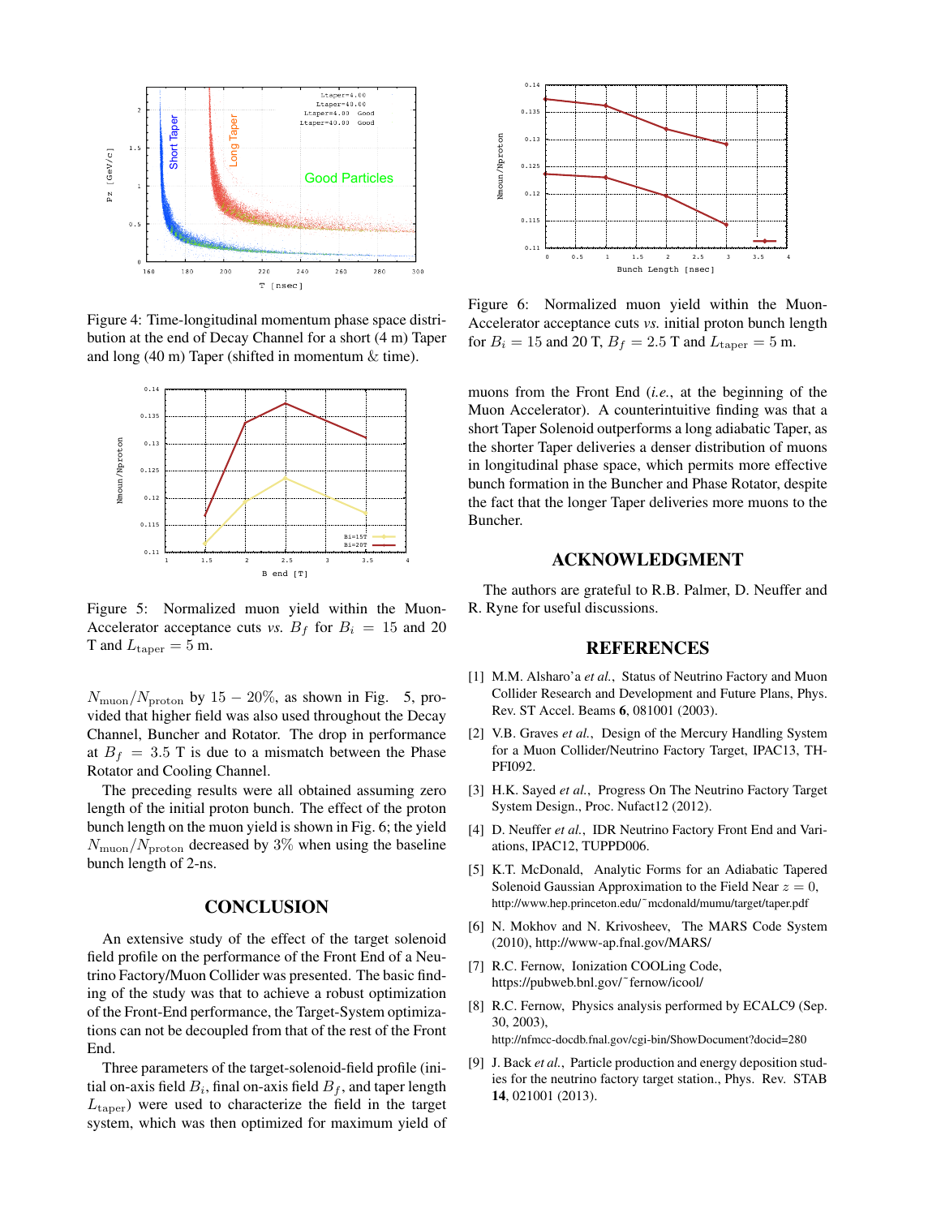Ltaper=4.00
Ltaper=40.00
Ltaper=4.00 Good
Ltaper=40.00 Good

Short Taper

Long Taper

Good Particles

Pz [GeV/c]

0
0.5
1
1.5
2

160 180 200 220 240 260 280 300

T [nsec]

Figure 4: Time-longitudinal momentum phase space distribution at the end of Decay Channel for a short (4 m) Taper and long (40 m) Taper (shifted in momentum & time).

Nmoun/Nproton

0.11
0.115
0.12
0.125
0.13
0.135
0.14

1 1.5 2 2.5 3 3.5 4

B end [T]

Bi=15T
Bi=20T

Figure 5: Normalized muon yield within the Muon-Accelerator acceptance cuts *vs.* $B_f$ for $B_i = 15$ and 20 T and $L_{\text{taper}} = 5$ m.

$N_{\text{muon}}/N_{\text{proton}}$ by $15 - 20\%$, as shown in Fig. 5, provided that higher field was also used throughout the Decay Channel, Buncher and Rotator. The drop in performance at $B_f = 3.5$ T is due to a mismatch between the Phase Rotator and Cooling Channel.

The preceding results were all obtained assuming zero length of the initial proton bunch. The effect of the proton bunch length on the muon yield is shown in Fig. 6; the yield $N_{\text{muon}}/N_{\text{proton}}$ decreased by 3% when using the baseline bunch length of 2-ns.

## CONCLUSION

An extensive study of the effect of the target solenoid field profile on the performance of the Front End of a Neutrino Factory/Muon Collider was presented. The basic finding of the study was that to achieve a robust optimization of the Front-End performance, the Target-System optimizations can not be decoupled from that of the rest of the Front End.

Three parameters of the target-solenoid-field profile (initial on-axis field $B_i$, final on-axis field $B_f$, and taper length $L_{\text{taper}}$) were used to characterize the field in the target system, which was then optimized for maximum yield of

Nmoun/Nproton

0.11
0.115
0.12
0.125
0.13
0.135
0.14

0 0.5 1 1.5 2 2.5 3 3.5 4

Bunch Length [nsec]

Figure 6: Normalized muon yield within the Muon-Accelerator acceptance cuts *vs.* initial proton bunch length for $B_i = 15$ and 20 T, $B_f = 2.5$ T and $L_{\text{taper}} = 5$ m.

muons from the Front End (*i.e.*, at the beginning of the Muon Accelerator). A counterintuitive finding was that a short Taper Solenoid outperforms a long adiabatic Taper, as the shorter Taper deliveries a denser distribution of muons in longitudinal phase space, which permits more effective bunch formation in the Buncher and Phase Rotator, despite the fact that the longer Taper deliveries more muons to the Buncher.

## ACKNOWLEDGMENT

The authors are grateful to R.B. Palmer, D. Neuffer and R. Ryne for useful discussions.

## REFERENCES

[1] M.M. Alsharo'a *et al.*, Status of Neutrino Factory and Muon Collider Research and Development and Future Plans, Phys. Rev. ST Accel. Beams **6**, 081001 (2003).

[2] V.B. Graves *et al.*, Design of the Mercury Handling System for a Muon Collider/Neutrino Factory Target, IPAC13, TH-PFI092.

[3] H.K. Sayed *et al.*, Progress On The Neutrino Factory Target System Design., Proc. Nufact12 (2012).

[4] D. Neuffer *et al.*, IDR Neutrino Factory Front End and Variations, IPAC12, TUPPD006.

[5] K.T. McDonald, Analytic Forms for an Adiabatic Tapered Solenoid Gaussian Approximation to the Field Near $z = 0$, http://www.hep.princeton.edu/~mcdonald/mumu/target/taper.pdf

[6] N. Mokhov and N. Krivosheev, The MARS Code System (2010), http://www-ap.fnal.gov/MARS/

[7] R.C. Fernow, Ionization COOLing Code, https://pubweb.bnl.gov/~fernow/icool/

[8] R.C. Fernow, Physics analysis performed by ECALC9 (Sep. 30, 2003), http://nfmcc-docdb.fnal.gov/cgi-bin/ShowDocument?docid=280

[9] J. Back *et al.*, Particle production and energy deposition studies for the neutrino factory target station., Phys. Rev. STAB **14**, 021001 (2013).